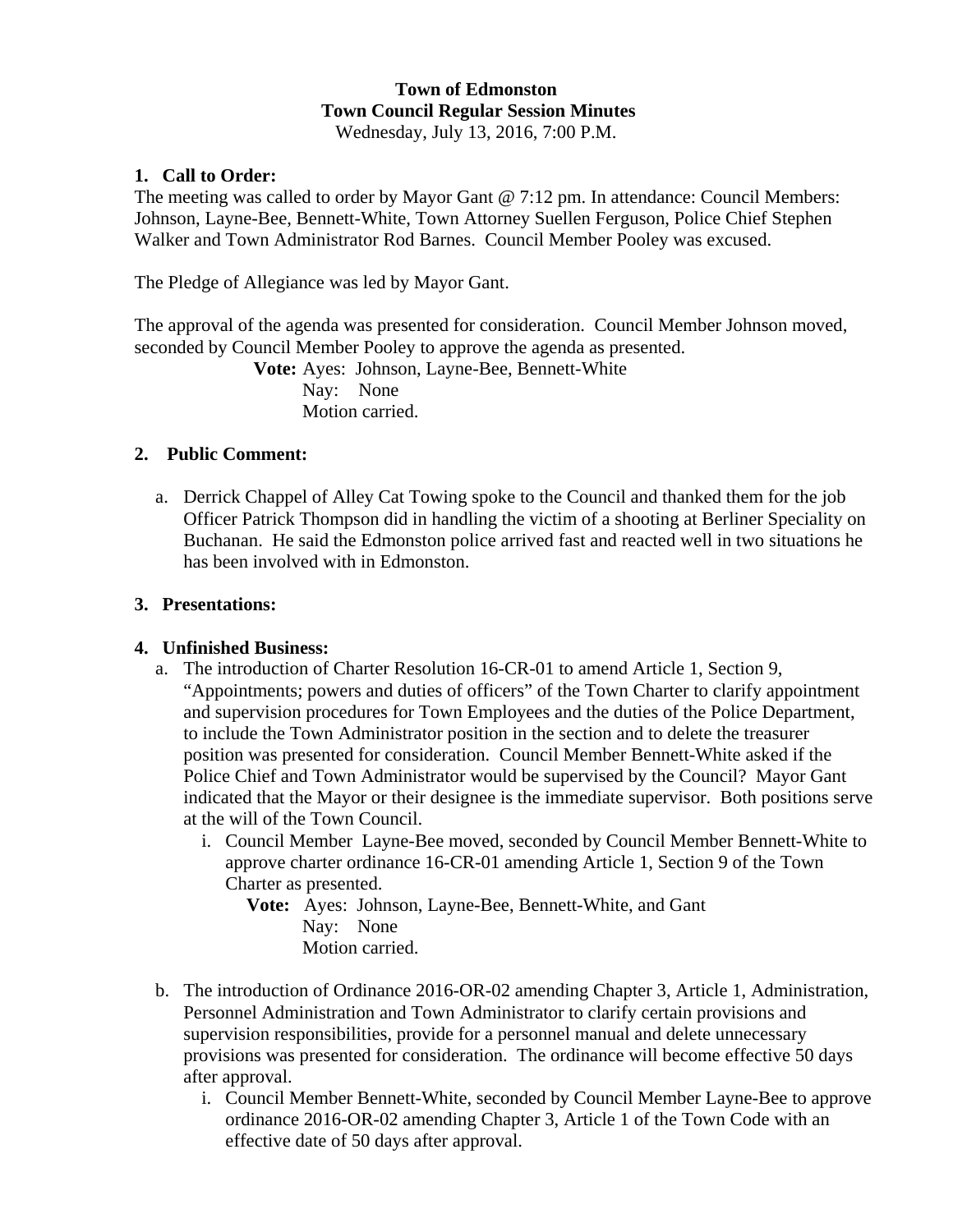**Town of Edmonston**
**Town Council Regular Session Minutes**
Wednesday, July 13, 2016, 7:00 P.M.

**1. Call to Order:**

The meeting was called to order by Mayor Gant @ 7:12 pm. In attendance: Council Members: Johnson, Layne-Bee, Bennett-White, Town Attorney Suellen Ferguson, Police Chief Stephen Walker and Town Administrator Rod Barnes. Council Member Pooley was excused.

The Pledge of Allegiance was led by Mayor Gant.

The approval of the agenda was presented for consideration. Council Member Johnson moved, seconded by Council Member Pooley to approve the agenda as presented.

**Vote:** Ayes: Johnson, Layne-Bee, Bennett-White
Nay: None
Motion carried.

**2. Public Comment:**

a. Derrick Chappel of Alley Cat Towing spoke to the Council and thanked them for the job Officer Patrick Thompson did in handling the victim of a shooting at Berliner Speciality on Buchanan. He said the Edmonston police arrived fast and reacted well in two situations he has been involved with in Edmonston.

**3. Presentations:**

**4. Unfinished Business:**

a. The introduction of Charter Resolution 16-CR-01 to amend Article 1, Section 9, "Appointments; powers and duties of officers" of the Town Charter to clarify appointment and supervision procedures for Town Employees and the duties of the Police Department, to include the Town Administrator position in the section and to delete the treasurer position was presented for consideration. Council Member Bennett-White asked if the Police Chief and Town Administrator would be supervised by the Council? Mayor Gant indicated that the Mayor or their designee is the immediate supervisor. Both positions serve at the will of the Town Council.

   i. Council Member Layne-Bee moved, seconded by Council Member Bennett-White to approve charter ordinance 16-CR-01 amending Article 1, Section 9 of the Town Charter as presented.

   **Vote:** Ayes: Johnson, Layne-Bee, Bennett-White, and Gant
   Nay: None
   Motion carried.

b. The introduction of Ordinance 2016-OR-02 amending Chapter 3, Article 1, Administration, Personnel Administration and Town Administrator to clarify certain provisions and supervision responsibilities, provide for a personnel manual and delete unnecessary provisions was presented for consideration. The ordinance will become effective 50 days after approval.

   i. Council Member Bennett-White, seconded by Council Member Layne-Bee to approve ordinance 2016-OR-02 amending Chapter 3, Article 1 of the Town Code with an effective date of 50 days after approval.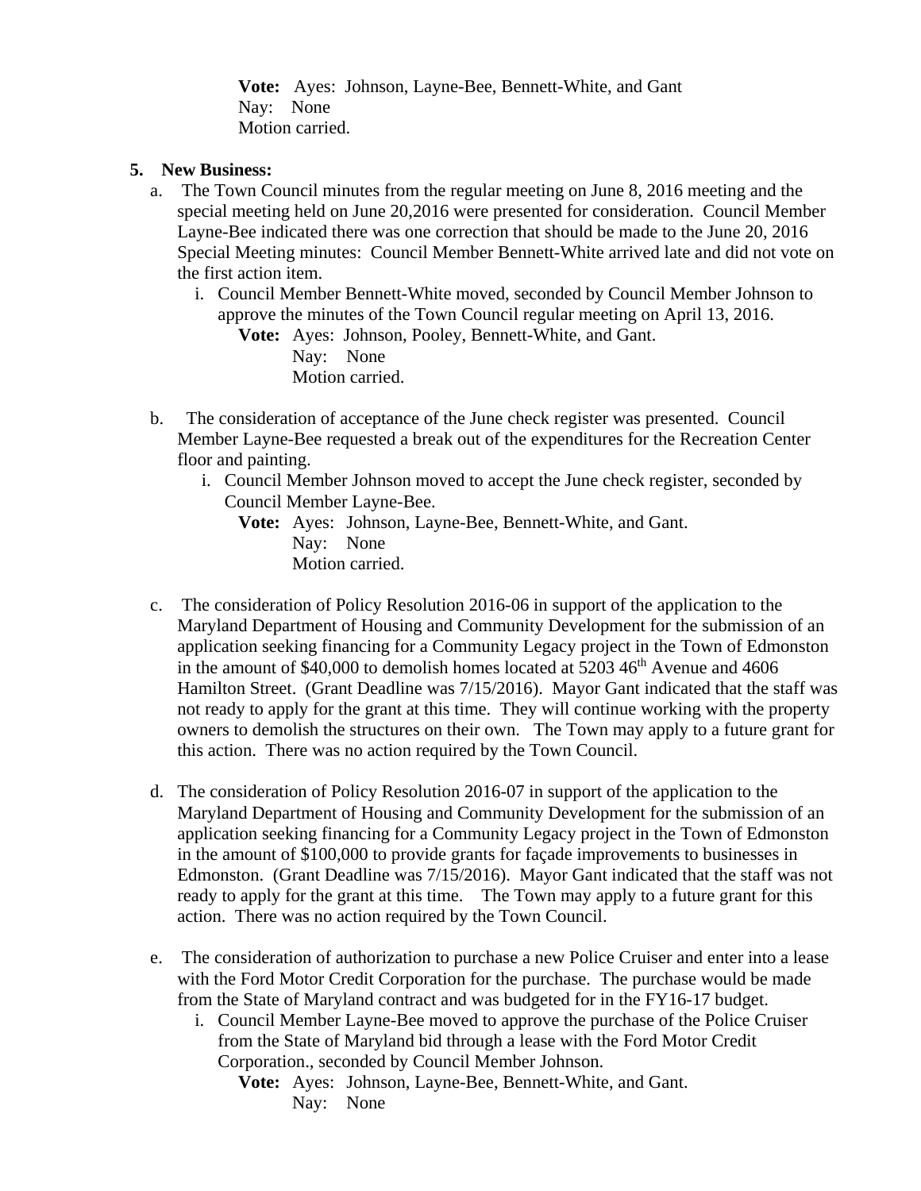**Vote:** Ayes: Johnson, Layne-Bee, Bennett-White, and Gant
Nay: None
Motion carried.

5. **New Business:**

a. The Town Council minutes from the regular meeting on June 8, 2016 meeting and the special meeting held on June 20,2016 were presented for consideration. Council Member Layne-Bee indicated there was one correction that should be made to the June 20, 2016 Special Meeting minutes: Council Member Bennett-White arrived late and did not vote on the first action item.

   i. Council Member Bennett-White moved, seconded by Council Member Johnson to approve the minutes of the Town Council regular meeting on April 13, 2016.

   **Vote:** Ayes: Johnson, Pooley, Bennett-White, and Gant.
   Nay: None
   Motion carried.

b. The consideration of acceptance of the June check register was presented. Council Member Layne-Bee requested a break out of the expenditures for the Recreation Center floor and painting.

   i. Council Member Johnson moved to accept the June check register, seconded by Council Member Layne-Bee.

   **Vote:** Ayes: Johnson, Layne-Bee, Bennett-White, and Gant.
   Nay: None
   Motion carried.

c. The consideration of Policy Resolution 2016-06 in support of the application to the Maryland Department of Housing and Community Development for the submission of an application seeking financing for a Community Legacy project in the Town of Edmonston in the amount of $40,000 to demolish homes located at 5203 46th Avenue and 4606 Hamilton Street. (Grant Deadline was 7/15/2016). Mayor Gant indicated that the staff was not ready to apply for the grant at this time. They will continue working with the property owners to demolish the structures on their own. The Town may apply to a future grant for this action. There was no action required by the Town Council.

d. The consideration of Policy Resolution 2016-07 in support of the application to the Maryland Department of Housing and Community Development for the submission of an application seeking financing for a Community Legacy project in the Town of Edmonston in the amount of $100,000 to provide grants for façade improvements to businesses in Edmonston. (Grant Deadline was 7/15/2016). Mayor Gant indicated that the staff was not ready to apply for the grant at this time. The Town may apply to a future grant for this action. There was no action required by the Town Council.

e. The consideration of authorization to purchase a new Police Cruiser and enter into a lease with the Ford Motor Credit Corporation for the purchase. The purchase would be made from the State of Maryland contract and was budgeted for in the FY16-17 budget.

   i. Council Member Layne-Bee moved to approve the purchase of the Police Cruiser from the State of Maryland bid through a lease with the Ford Motor Credit Corporation., seconded by Council Member Johnson.

   **Vote:** Ayes: Johnson, Layne-Bee, Bennett-White, and Gant.
   Nay: None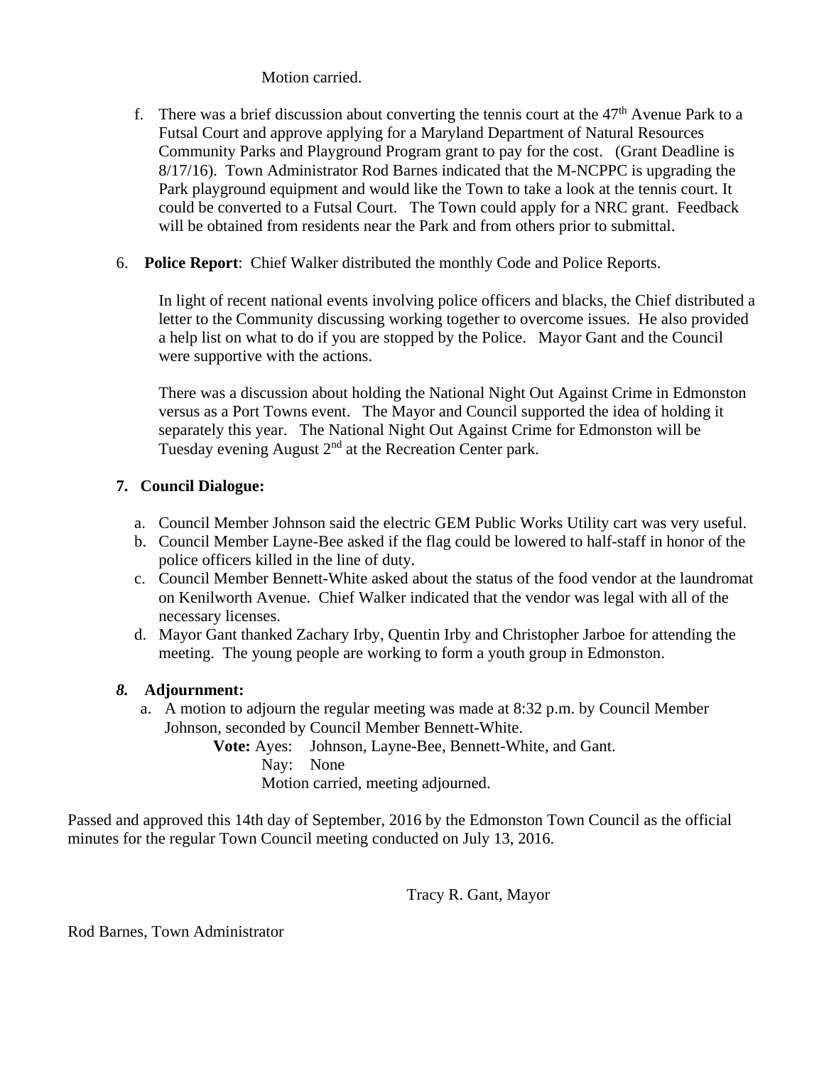Motion carried.

f. There was a brief discussion about converting the tennis court at the 47th Avenue Park to a Futsal Court and approve applying for a Maryland Department of Natural Resources Community Parks and Playground Program grant to pay for the cost. (Grant Deadline is 8/17/16). Town Administrator Rod Barnes indicated that the M-NCPPC is upgrading the Park playground equipment and would like the Town to take a look at the tennis court. It could be converted to a Futsal Court. The Town could apply for a NRC grant. Feedback will be obtained from residents near the Park and from others prior to submittal.

6. **Police Report**: Chief Walker distributed the monthly Code and Police Reports.

   In light of recent national events involving police officers and blacks, the Chief distributed a letter to the Community discussing working together to overcome issues. He also provided a help list on what to do if you are stopped by the Police. Mayor Gant and the Council were supportive with the actions.

   There was a discussion about holding the National Night Out Against Crime in Edmonston versus as a Port Towns event. The Mayor and Council supported the idea of holding it separately this year. The National Night Out Against Crime for Edmonston will be Tuesday evening August 2nd at the Recreation Center park.

**7. Council Dialogue:**

a. Council Member Johnson said the electric GEM Public Works Utility cart was very useful.
b. Council Member Layne-Bee asked if the flag could be lowered to half-staff in honor of the police officers killed in the line of duty.
c. Council Member Bennett-White asked about the status of the food vendor at the laundromat on Kenilworth Avenue. Chief Walker indicated that the vendor was legal with all of the necessary licenses.
d. Mayor Gant thanked Zachary Irby, Quentin Irby and Christopher Jarboe for attending the meeting. The young people are working to form a youth group in Edmonston.

***8.* Adjournment:**

a. A motion to adjourn the regular meeting was made at 8:32 p.m. by Council Member Johnson, seconded by Council Member Bennett-White.

   **Vote:** Ayes: Johnson, Layne-Bee, Bennett-White, and Gant.
   Nay: None
   Motion carried, meeting adjourned.

Passed and approved this 14th day of September, 2016 by the Edmonston Town Council as the official minutes for the regular Town Council meeting conducted on July 13, 2016.

Tracy R. Gant, Mayor

Rod Barnes, Town Administrator